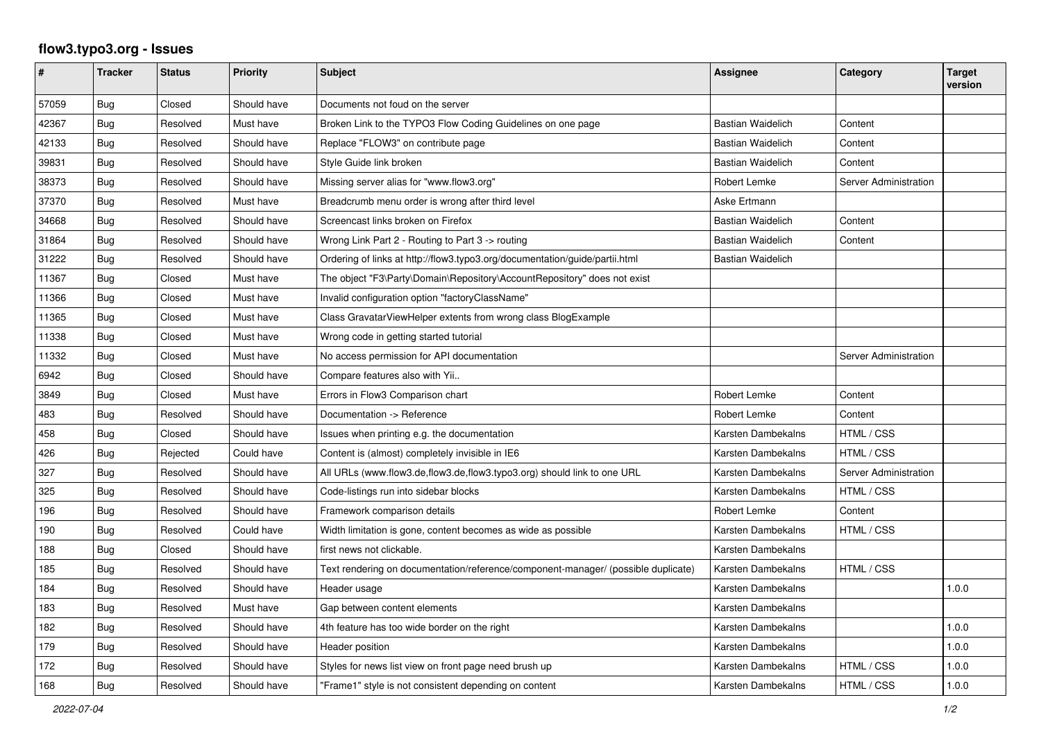# flow3.typo3.org - Issues

| # | Tracker | Status | Priority | Subject | Assignee | Category | Target version |
|---|---|---|---|---|---|---|---|
| 57059 | Bug | Closed | Should have | Documents not foud on the server | | | |
| 42367 | Bug | Resolved | Must have | Broken Link to the TYPO3 Flow Coding Guidelines on one page | Bastian Waidelich | Content | |
| 42133 | Bug | Resolved | Should have | Replace "FLOW3" on contribute page | Bastian Waidelich | Content | |
| 39831 | Bug | Resolved | Should have | Style Guide link broken | Bastian Waidelich | Content | |
| 38373 | Bug | Resolved | Should have | Missing server alias for "www.flow3.org" | Robert Lemke | Server Administration | |
| 37370 | Bug | Resolved | Must have | Breadcrumb menu order is wrong after third level | Aske Ertmann | | |
| 34668 | Bug | Resolved | Should have | Screencast links broken on Firefox | Bastian Waidelich | Content | |
| 31864 | Bug | Resolved | Should have | Wrong Link Part 2 - Routing to Part 3 -> routing | Bastian Waidelich | Content | |
| 31222 | Bug | Resolved | Should have | Ordering of links at http://flow3.typo3.org/documentation/guide/partii.html | Bastian Waidelich | | |
| 11367 | Bug | Closed | Must have | The object "F3\Party\Domain\Repository\AccountRepository" does not exist | | | |
| 11366 | Bug | Closed | Must have | Invalid configuration option "factoryClassName" | | | |
| 11365 | Bug | Closed | Must have | Class GravatarViewHelper extents from wrong class BlogExample | | | |
| 11338 | Bug | Closed | Must have | Wrong code in getting started tutorial | | | |
| 11332 | Bug | Closed | Must have | No access permission for API documentation | | Server Administration | |
| 6942 | Bug | Closed | Should have | Compare features also with Yii.. | | | |
| 3849 | Bug | Closed | Must have | Errors in Flow3 Comparison chart | Robert Lemke | Content | |
| 483 | Bug | Resolved | Should have | Documentation -> Reference | Robert Lemke | Content | |
| 458 | Bug | Closed | Should have | Issues when printing e.g. the documentation | Karsten Dambekalns | HTML / CSS | |
| 426 | Bug | Rejected | Could have | Content is (almost) completely invisible in IE6 | Karsten Dambekalns | HTML / CSS | |
| 327 | Bug | Resolved | Should have | All URLs (www.flow3.de,flow3.de,flow3.typo3.org) should link to one URL | Karsten Dambekalns | Server Administration | |
| 325 | Bug | Resolved | Should have | Code-listings run into sidebar blocks | Karsten Dambekalns | HTML / CSS | |
| 196 | Bug | Resolved | Should have | Framework comparison details | Robert Lemke | Content | |
| 190 | Bug | Resolved | Could have | Width limitation is gone, content becomes as wide as possible | Karsten Dambekalns | HTML / CSS | |
| 188 | Bug | Closed | Should have | first news not clickable. | Karsten Dambekalns | | |
| 185 | Bug | Resolved | Should have | Text rendering on documentation/reference/component-manager/ (possible duplicate) | Karsten Dambekalns | HTML / CSS | |
| 184 | Bug | Resolved | Should have | Header usage | Karsten Dambekalns | | 1.0.0 |
| 183 | Bug | Resolved | Must have | Gap between content elements | Karsten Dambekalns | | |
| 182 | Bug | Resolved | Should have | 4th feature has too wide border on the right | Karsten Dambekalns | | 1.0.0 |
| 179 | Bug | Resolved | Should have | Header position | Karsten Dambekalns | | 1.0.0 |
| 172 | Bug | Resolved | Should have | Styles for news list view on front page need brush up | Karsten Dambekalns | HTML / CSS | 1.0.0 |
| 168 | Bug | Resolved | Should have | "Frame1" style is not consistent depending on content | Karsten Dambekalns | HTML / CSS | 1.0.0 |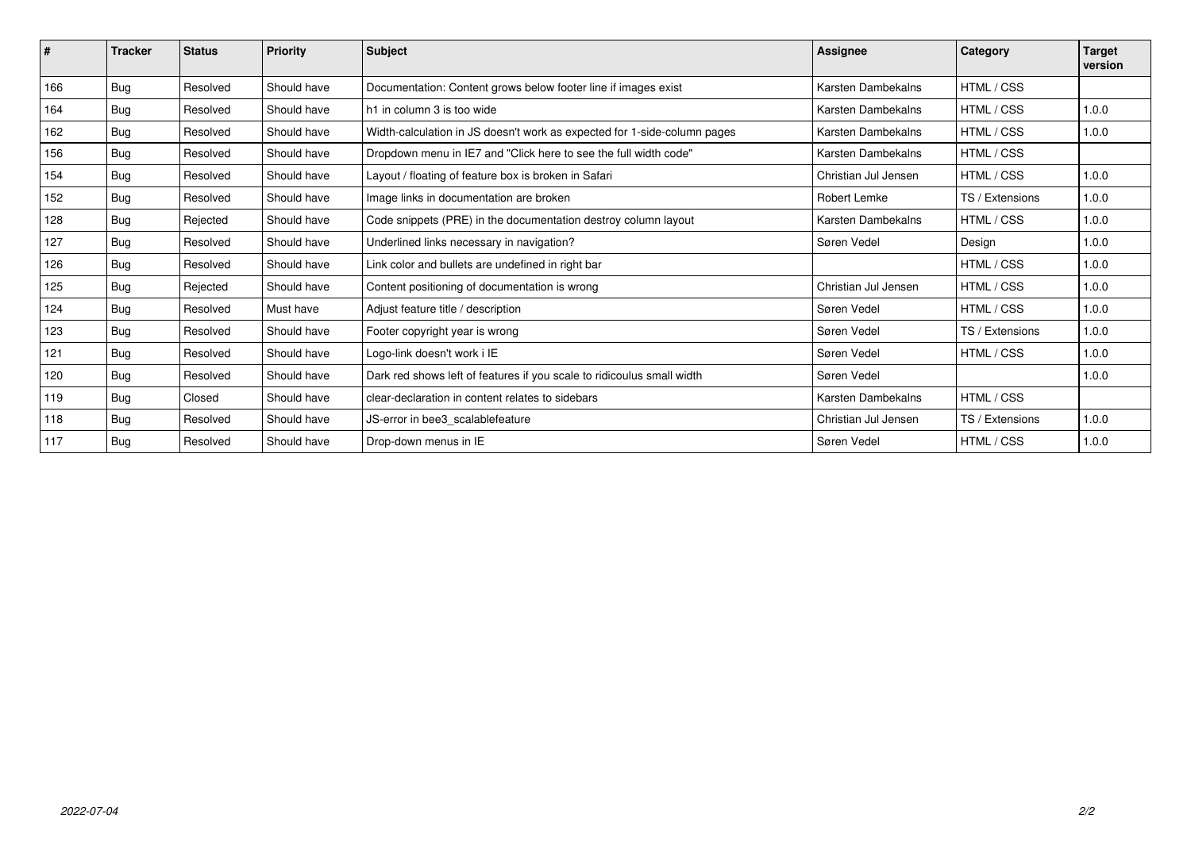| # | Tracker | Status | Priority | Subject | Assignee | Category | Target version |
|---|---|---|---|---|---|---|---|
| 166 | Bug | Resolved | Should have | Documentation: Content grows below footer line if images exist | Karsten Dambekalns | HTML / CSS | |
| 164 | Bug | Resolved | Should have | h1 in column 3 is too wide | Karsten Dambekalns | HTML / CSS | 1.0.0 |
| 162 | Bug | Resolved | Should have | Width-calculation in JS doesn't work as expected for 1-side-column pages | Karsten Dambekalns | HTML / CSS | 1.0.0 |
| 156 | Bug | Resolved | Should have | Dropdown menu in IE7 and "Click here to see the full width code" | Karsten Dambekalns | HTML / CSS | |
| 154 | Bug | Resolved | Should have | Layout / floating of feature box is broken in Safari | Christian Jul Jensen | HTML / CSS | 1.0.0 |
| 152 | Bug | Resolved | Should have | Image links in documentation are broken | Robert Lemke | TS / Extensions | 1.0.0 |
| 128 | Bug | Rejected | Should have | Code snippets (PRE) in the documentation destroy column layout | Karsten Dambekalns | HTML / CSS | 1.0.0 |
| 127 | Bug | Resolved | Should have | Underlined links necessary in navigation? | Søren Vedel | Design | 1.0.0 |
| 126 | Bug | Resolved | Should have | Link color and bullets are undefined in right bar | | HTML / CSS | 1.0.0 |
| 125 | Bug | Rejected | Should have | Content positioning of documentation is wrong | Christian Jul Jensen | HTML / CSS | 1.0.0 |
| 124 | Bug | Resolved | Must have | Adjust feature title / description | Søren Vedel | HTML / CSS | 1.0.0 |
| 123 | Bug | Resolved | Should have | Footer copyright year is wrong | Søren Vedel | TS / Extensions | 1.0.0 |
| 121 | Bug | Resolved | Should have | Logo-link doesn't work i IE | Søren Vedel | HTML / CSS | 1.0.0 |
| 120 | Bug | Resolved | Should have | Dark red shows left of features if you scale to ridicoulus small width | Søren Vedel | | 1.0.0 |
| 119 | Bug | Closed | Should have | clear-declaration in content relates to sidebars | Karsten Dambekalns | HTML / CSS | |
| 118 | Bug | Resolved | Should have | JS-error in bee3_scalablefeature | Christian Jul Jensen | TS / Extensions | 1.0.0 |
| 117 | Bug | Resolved | Should have | Drop-down menus in IE | Søren Vedel | HTML / CSS | 1.0.0 |

*2022-07-04*